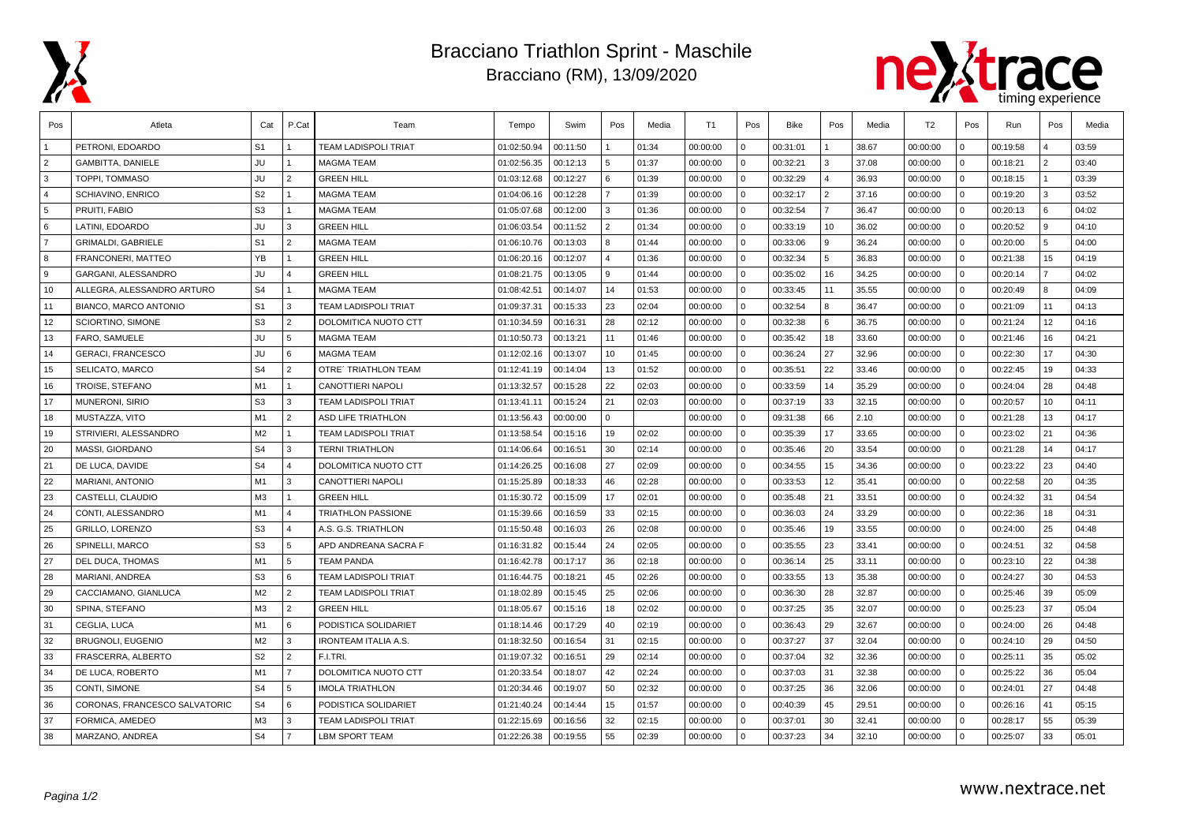# Bracciano Triathlon Sprint - Maschile

Bracciano (RM), 13/09/2020

| Pos | Atleta | Cat | P.Cat | Team | Tempo | Swim | Pos | Media | T1 | Pos | Bike | Pos | Media | T2 | Pos | Run | Pos | Media |
|---|---|---|---|---|---|---|---|---|---|---|---|---|---|---|---|---|---|---|
| 1 | PETRONI, EDOARDO | S1 | 1 | TEAM LADISPOLI TRIAT | 01:02:50.94 | 00:11:50 | 1 | 01:34 | 00:00:00 | 0 | 00:31:01 | 1 | 38.67 | 00:00:00 | 0 | 00:19:58 | 4 | 03:59 |
| 2 | GAMBITTA, DANIELE | JU | 1 | MAGMA TEAM | 01:02:56.35 | 00:12:13 | 5 | 01:37 | 00:00:00 | 0 | 00:32:21 | 3 | 37.08 | 00:00:00 | 0 | 00:18:21 | 2 | 03:40 |
| 3 | TOPPI, TOMMASO | JU | 2 | GREEN HILL | 01:03:12.68 | 00:12:27 | 6 | 01:39 | 00:00:00 | 0 | 00:32:29 | 4 | 36.93 | 00:00:00 | 0 | 00:18:15 | 1 | 03:39 |
| 4 | SCHIAVINO, ENRICO | S2 | 1 | MAGMA TEAM | 01:04:06.16 | 00:12:28 | 7 | 01:39 | 00:00:00 | 0 | 00:32:17 | 2 | 37.16 | 00:00:00 | 0 | 00:19:20 | 3 | 03:52 |
| 5 | PRUITI, FABIO | S3 | 1 | MAGMA TEAM | 01:05:07.68 | 00:12:00 | 3 | 01:36 | 00:00:00 | 0 | 00:32:54 | 7 | 36.47 | 00:00:00 | 0 | 00:20:13 | 6 | 04:02 |
| 6 | LATINI, EDOARDO | JU | 3 | GREEN HILL | 01:06:03.54 | 00:11:52 | 2 | 01:34 | 00:00:00 | 0 | 00:33:19 | 10 | 36.02 | 00:00:00 | 0 | 00:20:52 | 9 | 04:10 |
| 7 | GRIMALDI, GABRIELE | S1 | 2 | MAGMA TEAM | 01:06:10.76 | 00:13:03 | 8 | 01:44 | 00:00:00 | 0 | 00:33:06 | 9 | 36.24 | 00:00:00 | 0 | 00:20:00 | 5 | 04:00 |
| 8 | FRANCONERI, MATTEO | YB | 1 | GREEN HILL | 01:06:20.16 | 00:12:07 | 4 | 01:36 | 00:00:00 | 0 | 00:32:34 | 5 | 36.83 | 00:00:00 | 0 | 00:21:38 | 15 | 04:19 |
| 9 | GARGANI, ALESSANDRO | JU | 4 | GREEN HILL | 01:08:21.75 | 00:13:05 | 9 | 01:44 | 00:00:00 | 0 | 00:35:02 | 16 | 34.25 | 00:00:00 | 0 | 00:20:14 | 7 | 04:02 |
| 10 | ALLEGRA, ALESSANDRO ARTURO | S4 | 1 | MAGMA TEAM | 01:08:42.51 | 00:14:07 | 14 | 01:53 | 00:00:00 | 0 | 00:33:45 | 11 | 35.55 | 00:00:00 | 0 | 00:20:49 | 8 | 04:09 |
| 11 | BIANCO, MARCO ANTONIO | S1 | 3 | TEAM LADISPOLI TRIAT | 01:09:37.31 | 00:15:33 | 23 | 02:04 | 00:00:00 | 0 | 00:32:54 | 8 | 36.47 | 00:00:00 | 0 | 00:21:09 | 11 | 04:13 |
| 12 | SCIORTINO, SIMONE | S3 | 2 | DOLOMITICA NUOTO CTT | 01:10:34.59 | 00:16:31 | 28 | 02:12 | 00:00:00 | 0 | 00:32:38 | 6 | 36.75 | 00:00:00 | 0 | 00:21:24 | 12 | 04:16 |
| 13 | FARO, SAMUELE | JU | 5 | MAGMA TEAM | 01:10:50.73 | 00:13:21 | 11 | 01:46 | 00:00:00 | 0 | 00:35:42 | 18 | 33.60 | 00:00:00 | 0 | 00:21:46 | 16 | 04:21 |
| 14 | GERACI, FRANCESCO | JU | 6 | MAGMA TEAM | 01:12:02.16 | 00:13:07 | 10 | 01:45 | 00:00:00 | 0 | 00:36:24 | 27 | 32.96 | 00:00:00 | 0 | 00:22:30 | 17 | 04:30 |
| 15 | SELICATO, MARCO | S4 | 2 | OTRE' TRIATHLON TEAM | 01:12:41.19 | 00:14:04 | 13 | 01:52 | 00:00:00 | 0 | 00:35:51 | 22 | 33.46 | 00:00:00 | 0 | 00:22:45 | 19 | 04:33 |
| 16 | TROISE, STEFANO | M1 | 1 | CANOTTIERI NAPOLI | 01:13:32.57 | 00:15:28 | 22 | 02:03 | 00:00:00 | 0 | 00:33:59 | 14 | 35.29 | 00:00:00 | 0 | 00:24:04 | 28 | 04:48 |
| 17 | MUNERONI, SIRIO | S3 | 3 | TEAM LADISPOLI TRIAT | 01:13:41.11 | 00:15:24 | 21 | 02:03 | 00:00:00 | 0 | 00:37:19 | 33 | 32.15 | 00:00:00 | 0 | 00:20:57 | 10 | 04:11 |
| 18 | MUSTAZZA, VITO | M1 | 2 | ASD LIFE TRIATHLON | 01:13:56.43 | 00:00:00 | 0 | | 00:00:00 | 0 | 09:31:38 | 66 | 2.10 | 00:00:00 | 0 | 00:21:28 | 13 | 04:17 |
| 19 | STRIVIERI, ALESSANDRO | M2 | 1 | TEAM LADISPOLI TRIAT | 01:13:58.54 | 00:15:16 | 19 | 02:02 | 00:00:00 | 0 | 00:35:39 | 17 | 33.65 | 00:00:00 | 0 | 00:23:02 | 21 | 04:36 |
| 20 | MASSI, GIORDANO | S4 | 3 | TERNI TRIATHLON | 01:14:06.64 | 00:16:51 | 30 | 02:14 | 00:00:00 | 0 | 00:35:46 | 20 | 33.54 | 00:00:00 | 0 | 00:21:28 | 14 | 04:17 |
| 21 | DE LUCA, DAVIDE | S4 | 4 | DOLOMITICA NUOTO CTT | 01:14:26.25 | 00:16:08 | 27 | 02:09 | 00:00:00 | 0 | 00:34:55 | 15 | 34.36 | 00:00:00 | 0 | 00:23:22 | 23 | 04:40 |
| 22 | MARIANI, ANTONIO | M1 | 3 | CANOTTIERI NAPOLI | 01:15:25.89 | 00:18:33 | 46 | 02:28 | 00:00:00 | 0 | 00:33:53 | 12 | 35.41 | 00:00:00 | 0 | 00:22:58 | 20 | 04:35 |
| 23 | CASTELLI, CLAUDIO | M3 | 1 | GREEN HILL | 01:15:30.72 | 00:15:09 | 17 | 02:01 | 00:00:00 | 0 | 00:35:48 | 21 | 33.51 | 00:00:00 | 0 | 00:24:32 | 31 | 04:54 |
| 24 | CONTI, ALESSANDRO | M1 | 4 | TRIATHLON PASSIONE | 01:15:39.66 | 00:16:59 | 33 | 02:15 | 00:00:00 | 0 | 00:36:03 | 24 | 33.29 | 00:00:00 | 0 | 00:22:36 | 18 | 04:31 |
| 25 | GRILLO, LORENZO | S3 | 4 | A.S. G.S. TRIATHLON | 01:15:50.48 | 00:16:03 | 26 | 02:08 | 00:00:00 | 0 | 00:35:46 | 19 | 33.55 | 00:00:00 | 0 | 00:24:00 | 25 | 04:48 |
| 26 | SPINELLI, MARCO | S3 | 5 | APD ANDREANA SACRA F | 01:16:31.82 | 00:15:44 | 24 | 02:05 | 00:00:00 | 0 | 00:35:55 | 23 | 33.41 | 00:00:00 | 0 | 00:24:51 | 32 | 04:58 |
| 27 | DEL DUCA, THOMAS | M1 | 5 | TEAM PANDA | 01:16:42.78 | 00:17:17 | 36 | 02:18 | 00:00:00 | 0 | 00:36:14 | 25 | 33.11 | 00:00:00 | 0 | 00:23:10 | 22 | 04:38 |
| 28 | MARIANI, ANDREA | S3 | 6 | TEAM LADISPOLI TRIAT | 01:16:44.75 | 00:18:21 | 45 | 02:26 | 00:00:00 | 0 | 00:33:55 | 13 | 35.38 | 00:00:00 | 0 | 00:24:27 | 30 | 04:53 |
| 29 | CACCIAMANO, GIANLUCA | M2 | 2 | TEAM LADISPOLI TRIAT | 01:18:02.89 | 00:15:45 | 25 | 02:06 | 00:00:00 | 0 | 00:36:30 | 28 | 32.87 | 00:00:00 | 0 | 00:25:46 | 39 | 05:09 |
| 30 | SPINA, STEFANO | M3 | 2 | GREEN HILL | 01:18:05.67 | 00:15:16 | 18 | 02:02 | 00:00:00 | 0 | 00:37:25 | 35 | 32.07 | 00:00:00 | 0 | 00:25:23 | 37 | 05:04 |
| 31 | CEGLIA, LUCA | M1 | 6 | PODISTICA SOLIDARIET | 01:18:14.46 | 00:17:29 | 40 | 02:19 | 00:00:00 | 0 | 00:36:43 | 29 | 32.67 | 00:00:00 | 0 | 00:24:00 | 26 | 04:48 |
| 32 | BRUGNOLI, EUGENIO | M2 | 3 | IRONTEAM ITALIA A.S. | 01:18:32.50 | 00:16:54 | 31 | 02:15 | 00:00:00 | 0 | 00:37:27 | 37 | 32.04 | 00:00:00 | 0 | 00:24:10 | 29 | 04:50 |
| 33 | FRASCERRA, ALBERTO | S2 | 2 | F.I.TRI. | 01:19:07.32 | 00:16:51 | 29 | 02:14 | 00:00:00 | 0 | 00:37:04 | 32 | 32.36 | 00:00:00 | 0 | 00:25:11 | 35 | 05:02 |
| 34 | DE LUCA, ROBERTO | M1 | 7 | DOLOMITICA NUOTO CTT | 01:20:33.54 | 00:18:07 | 42 | 02:24 | 00:00:00 | 0 | 00:37:03 | 31 | 32.38 | 00:00:00 | 0 | 00:25:22 | 36 | 05:04 |
| 35 | CONTI, SIMONE | S4 | 5 | IMOLA TRIATHLON | 01:20:34.46 | 00:19:07 | 50 | 02:32 | 00:00:00 | 0 | 00:37:25 | 36 | 32.06 | 00:00:00 | 0 | 00:24:01 | 27 | 04:48 |
| 36 | CORONAS, FRANCESCO SALVATORIC | S4 | 6 | PODISTICA SOLIDARIET | 01:21:40.24 | 00:14:44 | 15 | 01:57 | 00:00:00 | 0 | 00:40:39 | 45 | 29.51 | 00:00:00 | 0 | 00:26:16 | 41 | 05:15 |
| 37 | FORMICA, AMEDEO | M3 | 3 | TEAM LADISPOLI TRIAT | 01:22:15.69 | 00:16:56 | 32 | 02:15 | 00:00:00 | 0 | 00:37:01 | 30 | 32.41 | 00:00:00 | 0 | 00:28:17 | 55 | 05:39 |
| 38 | MARZANO, ANDREA | S4 | 7 | LBM SPORT TEAM | 01:22:26.38 | 00:19:55 | 55 | 02:39 | 00:00:00 | 0 | 00:37:23 | 34 | 32.10 | 00:00:00 | 0 | 00:25:07 | 33 | 05:01 |

www.nextrace.net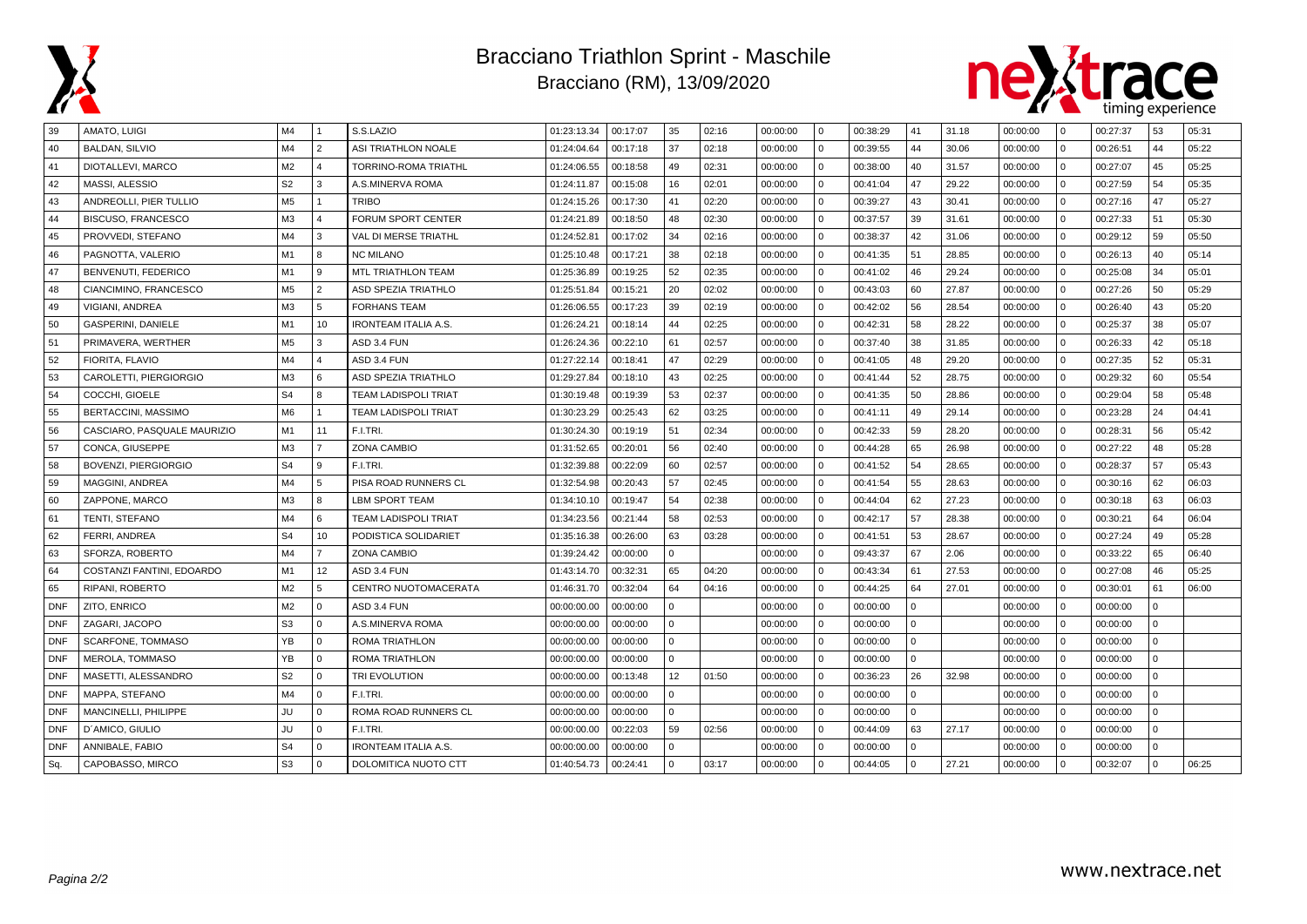# Bracciano Triathlon Sprint - Maschile

Bracciano (RM), 13/09/2020

| | | | | | | | | | | | | | | | | | | | |
|---|---|---|---|---|---|---|---|---|---|---|---|---|---|---|---|---|---|---|---|
| 39 | AMATO, LUIGI | M4 | 1 | S.S.LAZIO | 01:23:13.34 | 00:17:07 | 35 | 02:16 | 00:00:00 | 0 | 00:38:29 | 41 | 31.18 | 00:00:00 | 0 | 00:27:37 | 53 | 05:31 |
| 40 | BALDAN, SILVIO | M4 | 2 | ASI TRIATHLON NOALE | 01:24:04.64 | 00:17:18 | 37 | 02:18 | 00:00:00 | 0 | 00:39:55 | 44 | 30.06 | 00:00:00 | 0 | 00:26:51 | 44 | 05:22 |
| 41 | DIOTALLEVI, MARCO | M2 | 4 | TORRINO-ROMA TRIATHL | 01:24:06.55 | 00:18:58 | 49 | 02:31 | 00:00:00 | 0 | 00:38:00 | 40 | 31.57 | 00:00:00 | 0 | 00:27:07 | 45 | 05:25 |
| 42 | MASSI, ALESSIO | S2 | 3 | A.S.MINERVA ROMA | 01:24:11.87 | 00:15:08 | 16 | 02:01 | 00:00:00 | 0 | 00:41:04 | 47 | 29.22 | 00:00:00 | 0 | 00:27:59 | 54 | 05:35 |
| 43 | ANDREOLLI, PIER TULLIO | M5 | 1 | TRIBO | 01:24:15.26 | 00:17:30 | 41 | 02:20 | 00:00:00 | 0 | 00:39:27 | 43 | 30.41 | 00:00:00 | 0 | 00:27:16 | 47 | 05:27 |
| 44 | BISCUSO, FRANCESCO | M3 | 4 | FORUM SPORT CENTER | 01:24:21.89 | 00:18:50 | 48 | 02:30 | 00:00:00 | 0 | 00:37:57 | 39 | 31.61 | 00:00:00 | 0 | 00:27:33 | 51 | 05:30 |
| 45 | PROVVEDI, STEFANO | M4 | 3 | VAL DI MERSE TRIATHL | 01:24:52.81 | 00:17:02 | 34 | 02:16 | 00:00:00 | 0 | 00:38:37 | 42 | 31.06 | 00:00:00 | 0 | 00:29:12 | 59 | 05:50 |
| 46 | PAGNOTTA, VALERIO | M1 | 8 | NC MILANO | 01:25:10.48 | 00:17:21 | 38 | 02:18 | 00:00:00 | 0 | 00:41:35 | 51 | 28.85 | 00:00:00 | 0 | 00:26:13 | 40 | 05:14 |
| 47 | BENVENUTI, FEDERICO | M1 | 9 | MTL TRIATHLON TEAM | 01:25:36.89 | 00:19:25 | 52 | 02:35 | 00:00:00 | 0 | 00:41:02 | 46 | 29.24 | 00:00:00 | 0 | 00:25:08 | 34 | 05:01 |
| 48 | CIANCIMINO, FRANCESCO | M5 | 2 | ASD SPEZIA TRIATHLO | 01:25:51.84 | 00:15:21 | 20 | 02:02 | 00:00:00 | 0 | 00:43:03 | 60 | 27.87 | 00:00:00 | 0 | 00:27:26 | 50 | 05:29 |
| 49 | VIGIANI, ANDREA | M3 | 5 | FORHANS TEAM | 01:26:06.55 | 00:17:23 | 39 | 02:19 | 00:00:00 | 0 | 00:42:02 | 56 | 28.54 | 00:00:00 | 0 | 00:26:40 | 43 | 05:20 |
| 50 | GASPERINI, DANIELE | M1 | 10 | IRONTEAM ITALIA A.S. | 01:26:24.21 | 00:18:14 | 44 | 02:25 | 00:00:00 | 0 | 00:42:31 | 58 | 28.22 | 00:00:00 | 0 | 00:25:37 | 38 | 05:07 |
| 51 | PRIMAVERA, WERTHER | M5 | 3 | ASD 3.4 FUN | 01:26:24.36 | 00:22:10 | 61 | 02:57 | 00:00:00 | 0 | 00:37:40 | 38 | 31.85 | 00:00:00 | 0 | 00:26:33 | 42 | 05:18 |
| 52 | FIORITA, FLAVIO | M4 | 4 | ASD 3.4 FUN | 01:27:22.14 | 00:18:41 | 47 | 02:29 | 00:00:00 | 0 | 00:41:05 | 48 | 29.20 | 00:00:00 | 0 | 00:27:35 | 52 | 05:31 |
| 53 | CAROLETTI, PIERGIORGIO | M3 | 6 | ASD SPEZIA TRIATHLO | 01:29:27.84 | 00:18:10 | 43 | 02:25 | 00:00:00 | 0 | 00:41:44 | 52 | 28.75 | 00:00:00 | 0 | 00:29:32 | 60 | 05:54 |
| 54 | COCCHI, GIOELE | S4 | 8 | TEAM LADISPOLI TRIAT | 01:30:19.48 | 00:19:39 | 53 | 02:37 | 00:00:00 | 0 | 00:41:35 | 50 | 28.86 | 00:00:00 | 0 | 00:29:04 | 58 | 05:48 |
| 55 | BERTACCINI, MASSIMO | M6 | 1 | TEAM LADISPOLI TRIAT | 01:30:23.29 | 00:25:43 | 62 | 03:25 | 00:00:00 | 0 | 00:41:11 | 49 | 29.14 | 00:00:00 | 0 | 00:23:28 | 24 | 04:41 |
| 56 | CASCIARO, PASQUALE MAURIZIO | M1 | 11 | F.I.TRI. | 01:30:24.30 | 00:19:19 | 51 | 02:34 | 00:00:00 | 0 | 00:42:33 | 59 | 28.20 | 00:00:00 | 0 | 00:28:31 | 56 | 05:42 |
| 57 | CONCA, GIUSEPPE | M3 | 7 | ZONA CAMBIO | 01:31:52.65 | 00:20:01 | 56 | 02:40 | 00:00:00 | 0 | 00:44:28 | 65 | 26.98 | 00:00:00 | 0 | 00:27:22 | 48 | 05:28 |
| 58 | BOVENZI, PIERGIORGIO | S4 | 9 | F.I.TRI. | 01:32:39.88 | 00:22:09 | 60 | 02:57 | 00:00:00 | 0 | 00:41:52 | 54 | 28.65 | 00:00:00 | 0 | 00:28:37 | 57 | 05:43 |
| 59 | MAGGINI, ANDREA | M4 | 5 | PISA ROAD RUNNERS CL | 01:32:54.98 | 00:20:43 | 57 | 02:45 | 00:00:00 | 0 | 00:41:54 | 55 | 28.63 | 00:00:00 | 0 | 00:30:16 | 62 | 06:03 |
| 60 | ZAPPONE, MARCO | M3 | 8 | LBM SPORT TEAM | 01:34:10.10 | 00:19:47 | 54 | 02:38 | 00:00:00 | 0 | 00:44:04 | 62 | 27.23 | 00:00:00 | 0 | 00:30:18 | 63 | 06:03 |
| 61 | TENTI, STEFANO | M4 | 6 | TEAM LADISPOLI TRIAT | 01:34:23.56 | 00:21:44 | 58 | 02:53 | 00:00:00 | 0 | 00:42:17 | 57 | 28.38 | 00:00:00 | 0 | 00:30:21 | 64 | 06:04 |
| 62 | FERRI, ANDREA | S4 | 10 | PODISTICA SOLIDARIET | 01:35:16.38 | 00:26:00 | 63 | 03:28 | 00:00:00 | 0 | 00:41:51 | 53 | 28.67 | 00:00:00 | 0 | 00:27:24 | 49 | 05:28 |
| 63 | SFORZA, ROBERTO | M4 | 7 | ZONA CAMBIO | 01:39:24.42 | 00:00:00 | 0 | | 00:00:00 | 0 | 09:43:37 | 67 | 2.06 | 00:00:00 | 0 | 00:33:22 | 65 | 06:40 |
| 64 | COSTANZI FANTINI, EDOARDO | M1 | 12 | ASD 3.4 FUN | 01:43:14.70 | 00:32:31 | 65 | 04:20 | 00:00:00 | 0 | 00:43:34 | 61 | 27.53 | 00:00:00 | 0 | 00:27:08 | 46 | 05:25 |
| 65 | RIPANI, ROBERTO | M2 | 5 | CENTRO NUOTOMACERATA | 01:46:31.70 | 00:32:04 | 64 | 04:16 | 00:00:00 | 0 | 00:44:25 | 64 | 27.01 | 00:00:00 | 0 | 00:30:01 | 61 | 06:00 |
| DNF | ZITO, ENRICO | M2 | 0 | ASD 3.4 FUN | 00:00:00.00 | 00:00:00 | 0 | | 00:00:00 | 0 | 00:00:00 | 0 | | 00:00:00 | 0 | 00:00:00 | 0 | |
| DNF | ZAGARI, JACOPO | S3 | 0 | A.S.MINERVA ROMA | 00:00:00.00 | 00:00:00 | 0 | | 00:00:00 | 0 | 00:00:00 | 0 | | 00:00:00 | 0 | 00:00:00 | 0 | |
| DNF | SCARFONE, TOMMASO | YB | 0 | ROMA TRIATHLON | 00:00:00.00 | 00:00:00 | 0 | | 00:00:00 | 0 | 00:00:00 | 0 | | 00:00:00 | 0 | 00:00:00 | 0 | |
| DNF | MEROLA, TOMMASO | YB | 0 | ROMA TRIATHLON | 00:00:00.00 | 00:00:00 | 0 | | 00:00:00 | 0 | 00:00:00 | 0 | | 00:00:00 | 0 | 00:00:00 | 0 | |
| DNF | MASETTI, ALESSANDRO | S2 | 0 | TRI EVOLUTION | 00:00:00.00 | 00:13:48 | 12 | 01:50 | 00:00:00 | 0 | 00:36:23 | 26 | 32.98 | 00:00:00 | 0 | 00:00:00 | 0 | |
| DNF | MAPPA, STEFANO | M4 | 0 | F.I.TRI. | 00:00:00.00 | 00:00:00 | 0 | | 00:00:00 | 0 | 00:00:00 | 0 | | 00:00:00 | 0 | 00:00:00 | 0 | |
| DNF | MANCINELLI, PHILIPPE | JU | 0 | ROMA ROAD RUNNERS CL | 00:00:00.00 | 00:00:00 | 0 | | 00:00:00 | 0 | 00:00:00 | 0 | | 00:00:00 | 0 | 00:00:00 | 0 | |
| DNF | D´AMICO, GIULIO | JU | 0 | F.I.TRI. | 00:00:00.00 | 00:22:03 | 59 | 02:56 | 00:00:00 | 0 | 00:44:09 | 63 | 27.17 | 00:00:00 | 0 | 00:00:00 | 0 | |
| DNF | ANNIBALE, FABIO | S4 | 0 | IRONTEAM ITALIA A.S. | 00:00:00.00 | 00:00:00 | 0 | | 00:00:00 | 0 | 00:00:00 | 0 | | 00:00:00 | 0 | 00:00:00 | 0 | |
| Sq. | CAPOBASSO, MIRCO | S3 | 0 | DOLOMITICA NUOTO CTT | 01:40:54.73 | 00:24:41 | 0 | 03:17 | 00:00:00 | 0 | 00:44:05 | 0 | 27.21 | 00:00:00 | 0 | 00:32:07 | 0 | 06:25 |

www.nextrace.net